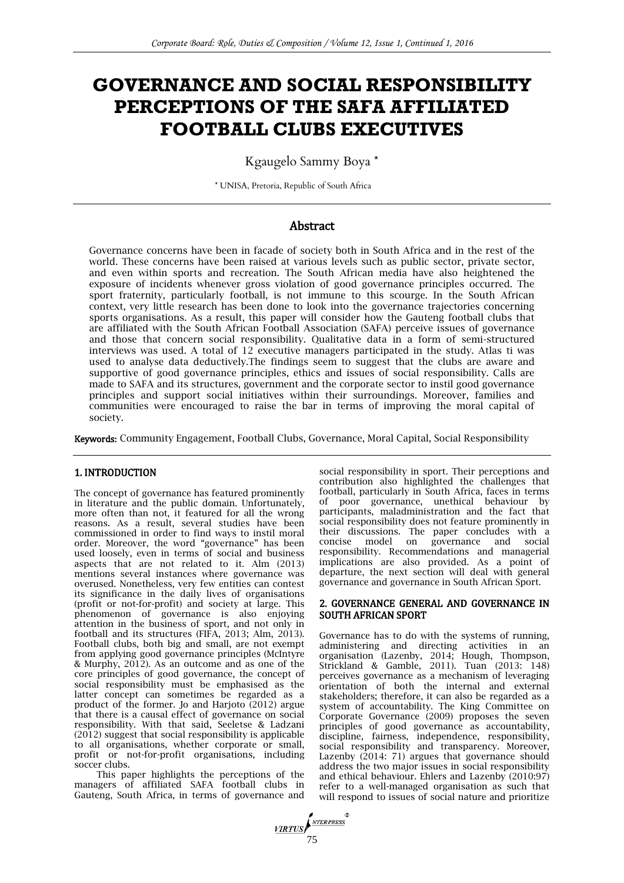# GOVERNANCE AND SOCIAL RESPONSIBILITY PERCEPTIONS OF THE SAFA AFFILIATED FOOTBALL CLUBS EXECUTIVES

Kgaugelo Sammy Boya *

* UNISA, Pretoria, Republic of South Africa

## Abstract

Governance concerns have been in facade of society both in South Africa and in the rest of the world. These concerns have been raised at various levels such as public sector, private sector, and even within sports and recreation. The South African media have also heightened the exposure of incidents whenever gross violation of good governance principles occurred. The sport fraternity, particularly football, is not immune to this scourge. In the South African context, very little research has been done to look into the governance trajectories concerning sports organisations. As a result, this paper will consider how the Gauteng football clubs that are affiliated with the South African Football Association (SAFA) perceive issues of governance and those that concern social responsibility. Qualitative data in a form of semi-structured interviews was used. A total of 12 executive managers participated in the study. Atlas ti was used to analyse data deductively.The findings seem to suggest that the clubs are aware and supportive of good governance principles, ethics and issues of social responsibility. Calls are made to SAFA and its structures, government and the corporate sector to instil good governance principles and support social initiatives within their surroundings. Moreover, families and communities were encouraged to raise the bar in terms of improving the moral capital of society.

**Keywords:** Community Engagement, Football Clubs, Governance, Moral Capital, Social Responsibility

## 1. INTRODUCTION

The concept of governance has featured prominently in literature and the public domain. Unfortunately, more often than not, it featured for all the wrong reasons. As a result, several studies have been commissioned in order to find ways to instil moral order. Moreover, the word "governance" has been used loosely, even in terms of social and business aspects that are not related to it. Alm (2013) mentions several instances where governance was overused. Nonetheless, very few entities can contest its significance in the daily lives of organisations (profit or not-for-profit) and society at large. This phenomenon of governance is also enjoying attention in the business of sport, and not only in football and its structures (FIFA, 2013; Alm, 2013). Football clubs, both big and small, are not exempt from applying good governance principles (McIntyre & Murphy, 2012). As an outcome and as one of the core principles of good governance, the concept of social responsibility must be emphasised as the latter concept can sometimes be regarded as a product of the former. Jo and Harjoto (2012) argue that there is a causal effect of governance on social responsibility. With that said, Seeletse & Ladzani (2012) suggest that social responsibility is applicable to all organisations, whether corporate or small, profit or not-for-profit organisations, including soccer clubs.

This paper highlights the perceptions of the managers of affiliated SAFA football clubs in Gauteng, South Africa, in terms of governance and social responsibility in sport. Their perceptions and contribution also highlighted the challenges that football, particularly in South Africa, faces in terms of poor governance, unethical behaviour by participants, maladministration and the fact that social responsibility does not feature prominently in their discussions. The paper concludes with a concise model on governance and social responsibility. Recommendations and managerial implications are also provided. As a point of departure, the next section will deal with general governance and governance in South African Sport.

## 2. GOVERNANCE GENERAL AND GOVERNANCE IN SOUTH AFRICAN SPORT

Governance has to do with the systems of running, administering and directing activities in an organisation (Lazenby, 2014; Hough, Thompson, Strickland & Gamble, 2011). Tuan (2013: 148) perceives governance as a mechanism of leveraging orientation of both the internal and external stakeholders; therefore, it can also be regarded as a system of accountability. The King Committee on Corporate Governance (2009) proposes the seven principles of good governance as accountability, discipline, fairness, independence, responsibility, social responsibility and transparency. Moreover, Lazenby (2014: 71) argues that governance should address the two major issues in social responsibility and ethical behaviour. Ehlers and Lazenby (2010:97) refer to a well-managed organisation as such that will respond to issues of social nature and prioritize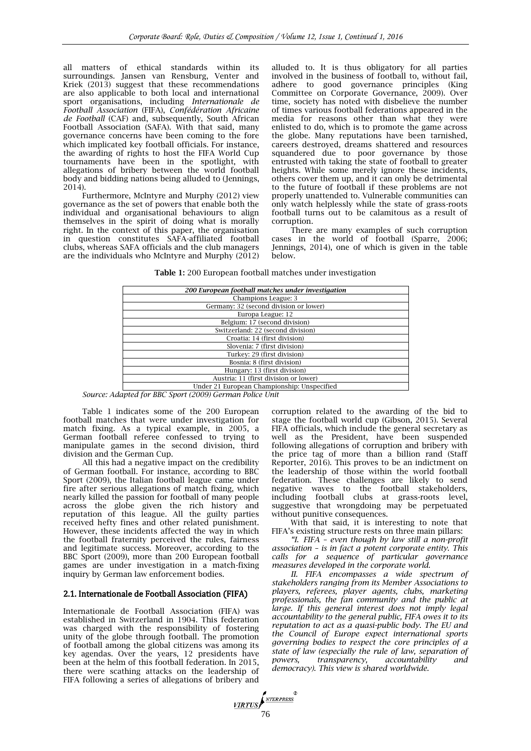all matters of ethical standards within its surroundings. Jansen van Rensburg, Venter and Kriek (2013) suggest that these recommendations are also applicable to both local and international sport organisations, including *Internationale de Football Association* (FIFA), *Confédération Africaine de Football* (CAF) and, subsequently, South African Football Association (SAFA). With that said, many governance concerns have been coming to the fore which implicated key football officials. For instance, the awarding of rights to host the FIFA World Cup tournaments have been in the spotlight, with allegations of bribery between the world football body and bidding nations being alluded to (Jennings, 2014).

Furthermore, McIntyre and Murphy (2012) view governance as the set of powers that enable both the individual and organisational behaviours to align themselves in the spirit of doing what is morally right. In the context of this paper, the organisation in question constitutes SAFA-affiliated football clubs, whereas SAFA officials and the club managers are the individuals who McIntyre and Murphy (2012) alluded to. It is thus obligatory for all parties involved in the business of football to, without fail, adhere to good governance principles (King Committee on Corporate Governance, 2009). Over time, society has noted with disbelieve the number of times various football federations appeared in the media for reasons other than what they were enlisted to do, which is to promote the game across the globe. Many reputations have been tarnished, careers destroyed, dreams shattered and resources squandered due to poor governance by those entrusted with taking the state of football to greater heights. While some merely ignore these incidents, others cover them up, and it can only be detrimental to the future of football if these problems are not properly unattended to. Vulnerable communities can only watch helplessly while the state of grass-roots football turns out to be calamitous as a result of corruption.

There are many examples of such corruption cases in the world of football (Sparre, 2006; Jennings, 2014), one of which is given in the table below.

**Table 1:** 200 European football matches under investigation

| *200 European football matches under investigation* |
|---|
| Champions League: 3 |
| Germany: 32 (second division or lower) |
| Europa League: 12 |
| Belgium: 17 (second division) |
| Switzerland: 22 (second division) |
| Croatia: 14 (first division) |
| Slovenia: 7 (first division) |
| Turkey: 29 (first division) |
| Bosnia: 8 (first division) |
| Hungary: 13 (first division) |
| Austria: 11 (first division or lower) |
| Under 21 European Championship: Unspecified |

*Source: Adapted for BBC Sport (2009) German Police Unit*

Table 1 indicates some of the 200 European football matches that were under investigation for match fixing. As a typical example, in 2005, a German football referee confessed to trying to manipulate games in the second division, third division and the German Cup.

All this had a negative impact on the credibility of German football. For instance, according to BBC Sport (2009), the Italian football league came under fire after serious allegations of match fixing, which nearly killed the passion for football of many people across the globe given the rich history and reputation of this league. All the guilty parties received hefty fines and other related punishment. However, these incidents affected the way in which the football fraternity perceived the rules, fairness and legitimate success. Moreover, according to the BBC Sport (2009), more than 200 European football games are under investigation in a match-fixing inquiry by German law enforcement bodies.

## 2.1. Internationale de Football Association (FIFA)

Internationale de Football Association (FIFA) was established in Switzerland in 1904. This federation was charged with the responsibility of fostering unity of the globe through football. The promotion of football among the global citizens was among its key agendas. Over the years, 12 presidents have been at the helm of this football federation. In 2015, there were scathing attacks on the leadership of FIFA following a series of allegations of bribery and corruption related to the awarding of the bid to stage the football world cup (Gibson, 2015). Several FIFA officials, which include the general secretary as well as the President, have been suspended following allegations of corruption and bribery with the price tag of more than a billion rand (Staff Reporter, 2016). This proves to be an indictment on the leadership of those within the world football federation. These challenges are likely to send negative waves to the football stakeholders, including football clubs at grass-roots level, suggestive that wrongdoing may be perpetuated without punitive consequences.

With that said, it is interesting to note that FIFA's existing structure rests on three main pillars:

*"I. FIFA – even though by law still a non-profit association – is in fact a potent corporate entity. This calls for a sequence of particular governance measures developed in the corporate world.*

*II. FIFA encompasses a wide spectrum of stakeholders ranging from its Member Associations to players, referees, player agents, clubs, marketing professionals, the fan community and the public at large. If this general interest does not imply legal accountability to the general public, FIFA owes it to its reputation to act as a quasi-public body. The EU and the Council of Europe expect international sports governing bodies to respect the core principles of a state of law (especially the rule of law, separation of powers, transparency, accountability and democracy). This view is shared worldwide.*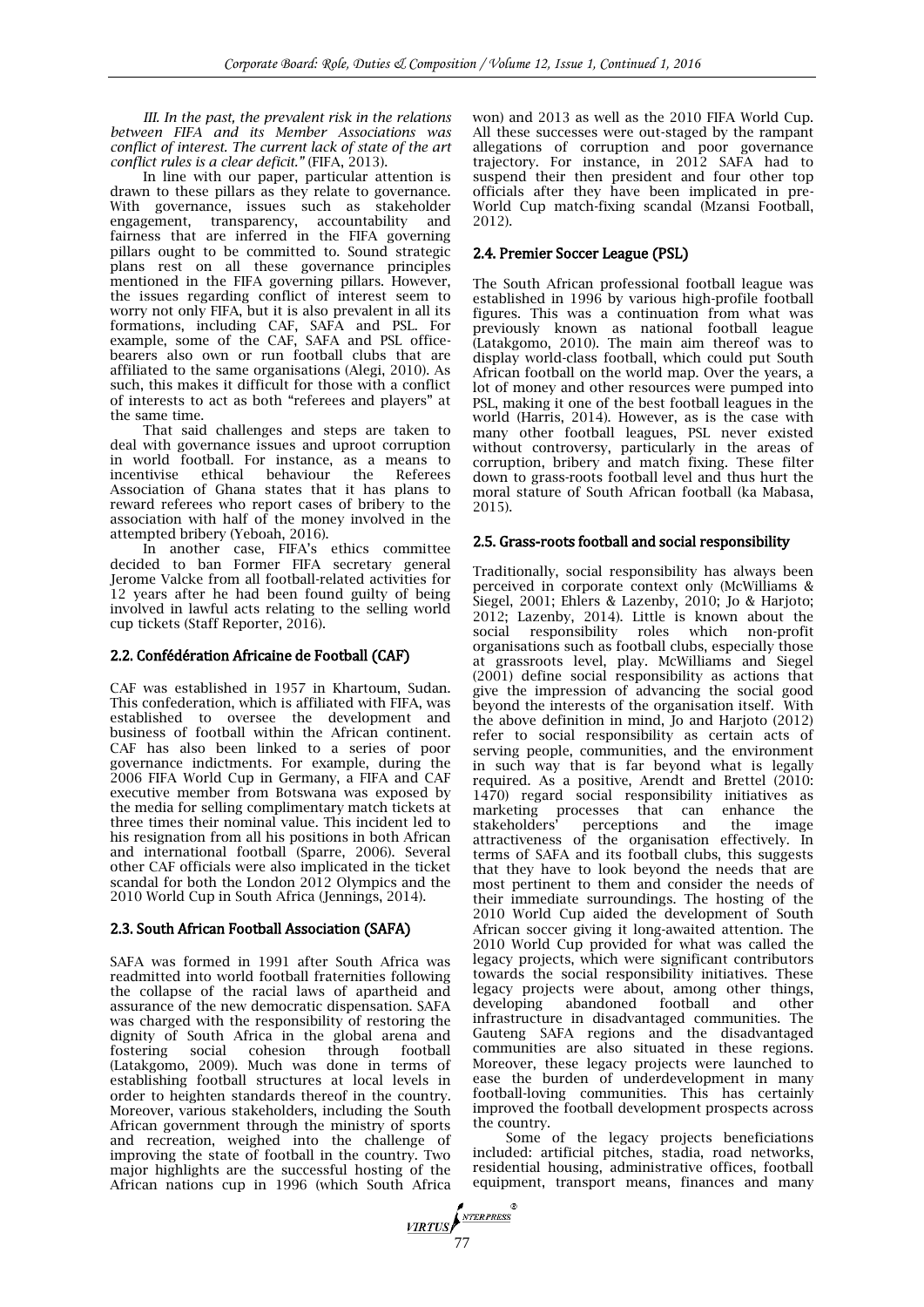*III. In the past, the prevalent risk in the relations between FIFA and its Member Associations was conflict of interest. The current lack of state of the art conflict rules is a clear deficit."* (FIFA, 2013).

In line with our paper, particular attention is drawn to these pillars as they relate to governance. With governance, issues such as stakeholder engagement, transparency, accountability and fairness that are inferred in the FIFA governing pillars ought to be committed to. Sound strategic plans rest on all these governance principles mentioned in the FIFA governing pillars. However, the issues regarding conflict of interest seem to worry not only FIFA, but it is also prevalent in all its formations, including CAF, SAFA and PSL. For example, some of the CAF, SAFA and PSL office-bearers also own or run football clubs that are affiliated to the same organisations (Alegi, 2010). As such, this makes it difficult for those with a conflict of interests to act as both "referees and players" at the same time.

That said challenges and steps are taken to deal with governance issues and uproot corruption in world football. For instance, as a means to incentivise ethical behaviour the Referees Association of Ghana states that it has plans to reward referees who report cases of bribery to the association with half of the money involved in the attempted bribery (Yeboah, 2016).

In another case, FIFA's ethics committee decided to ban Former FIFA secretary general Jerome Valcke from all football-related activities for 12 years after he had been found guilty of being involved in lawful acts relating to the selling world cup tickets (Staff Reporter, 2016).

## 2.2. Confédération Africaine de Football (CAF)

CAF was established in 1957 in Khartoum, Sudan. This confederation, which is affiliated with FIFA, was established to oversee the development and business of football within the African continent. CAF has also been linked to a series of poor governance indictments. For example, during the 2006 FIFA World Cup in Germany, a FIFA and CAF executive member from Botswana was exposed by the media for selling complimentary match tickets at three times their nominal value. This incident led to his resignation from all his positions in both African and international football (Sparre, 2006). Several other CAF officials were also implicated in the ticket scandal for both the London 2012 Olympics and the 2010 World Cup in South Africa (Jennings, 2014).

## 2.3. South African Football Association (SAFA)

SAFA was formed in 1991 after South Africa was readmitted into world football fraternities following the collapse of the racial laws of apartheid and assurance of the new democratic dispensation. SAFA was charged with the responsibility of restoring the dignity of South Africa in the global arena and fostering social cohesion through football (Latakgomo, 2009). Much was done in terms of establishing football structures at local levels in order to heighten standards thereof in the country. Moreover, various stakeholders, including the South African government through the ministry of sports and recreation, weighed into the challenge of improving the state of football in the country. Two major highlights are the successful hosting of the African nations cup in 1996 (which South Africa won) and 2013 as well as the 2010 FIFA World Cup. All these successes were out-staged by the rampant allegations of corruption and poor governance trajectory. For instance, in 2012 SAFA had to suspend their then president and four other top officials after they have been implicated in pre-World Cup match-fixing scandal (Mzansi Football, 2012).

## 2.4. Premier Soccer League (PSL)

The South African professional football league was established in 1996 by various high-profile football figures. This was a continuation from what was previously known as national football league (Latakgomo, 2010). The main aim thereof was to display world-class football, which could put South African football on the world map. Over the years, a lot of money and other resources were pumped into PSL, making it one of the best football leagues in the world (Harris, 2014). However, as is the case with many other football leagues, PSL never existed without controversy, particularly in the areas of corruption, bribery and match fixing. These filter down to grass-roots football level and thus hurt the moral stature of South African football (ka Mabasa, 2015).

## 2.5. Grass-roots football and social responsibility

Traditionally, social responsibility has always been perceived in corporate context only (McWilliams & Siegel, 2001; Ehlers & Lazenby, 2010; Jo & Harjoto; 2012; Lazenby, 2014). Little is known about the social responsibility roles which non-profit organisations such as football clubs, especially those at grassroots level, play. McWilliams and Siegel (2001) define social responsibility as actions that give the impression of advancing the social good beyond the interests of the organisation itself. With the above definition in mind, Jo and Harjoto (2012) refer to social responsibility as certain acts of serving people, communities, and the environment in such way that is far beyond what is legally required. As a positive, Arendt and Brettel (2010: 1470) regard social responsibility initiatives as marketing processes that can enhance the stakeholders' perceptions and the image attractiveness of the organisation effectively. In terms of SAFA and its football clubs, this suggests that they have to look beyond the needs that are most pertinent to them and consider the needs of their immediate surroundings. The hosting of the 2010 World Cup aided the development of South African soccer giving it long-awaited attention. The 2010 World Cup provided for what was called the legacy projects, which were significant contributors towards the social responsibility initiatives. These legacy projects were about, among other things, developing abandoned football and other infrastructure in disadvantaged communities. The Gauteng SAFA regions and the disadvantaged communities are also situated in these regions. Moreover, these legacy projects were launched to ease the burden of underdevelopment in many football-loving communities. This has certainly improved the football development prospects across the country.

Some of the legacy projects beneficiations included: artificial pitches, stadia, road networks, residential housing, administrative offices, football equipment, transport means, finances and many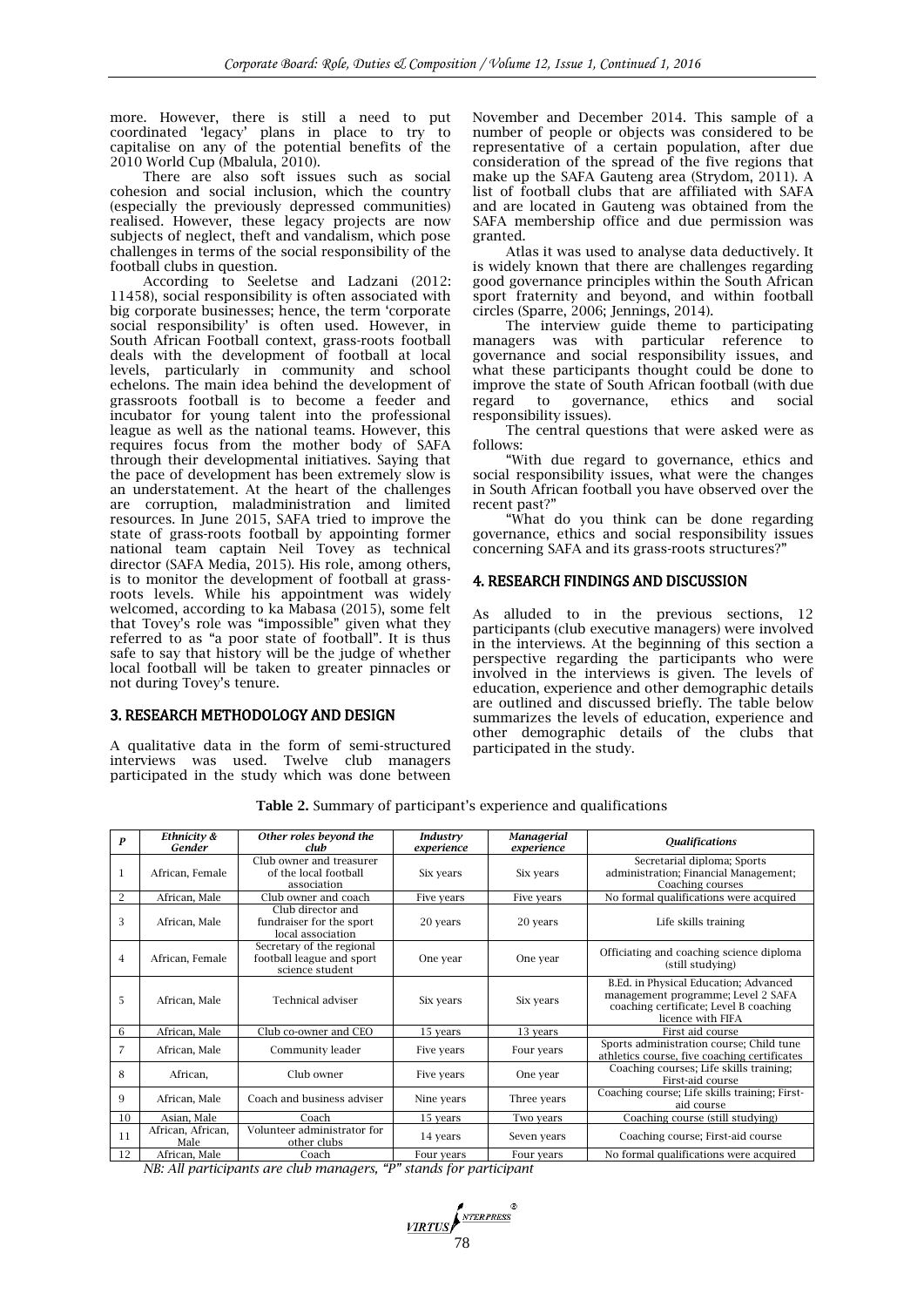more. However, there is still a need to put coordinated 'legacy' plans in place to try to capitalise on any of the potential benefits of the 2010 World Cup (Mbalula, 2010).

There are also soft issues such as social cohesion and social inclusion, which the country (especially the previously depressed communities) realised. However, these legacy projects are now subjects of neglect, theft and vandalism, which pose challenges in terms of the social responsibility of the football clubs in question.

According to Seeletse and Ladzani (2012: 11458), social responsibility is often associated with big corporate businesses; hence, the term 'corporate social responsibility' is often used. However, in South African Football context, grass-roots football deals with the development of football at local levels, particularly in community and school echelons. The main idea behind the development of grassroots football is to become a feeder and incubator for young talent into the professional league as well as the national teams. However, this requires focus from the mother body of SAFA through their developmental initiatives. Saying that the pace of development has been extremely slow is an understatement. At the heart of the challenges are corruption, maladministration and limited resources. In June 2015, SAFA tried to improve the state of grass-roots football by appointing former national team captain Neil Tovey as technical director (SAFA Media, 2015). His role, among others, is to monitor the development of football at grass-roots levels. While his appointment was widely welcomed, according to ka Mabasa (2015), some felt that Tovey's role was "impossible" given what they referred to as "a poor state of football". It is thus safe to say that history will be the judge of whether local football will be taken to greater pinnacles or not during Tovey's tenure.

## 3. RESEARCH METHODOLOGY AND DESIGN

A qualitative data in the form of semi-structured interviews was used. Twelve club managers participated in the study which was done between November and December 2014. This sample of a number of people or objects was considered to be representative of a certain population, after due consideration of the spread of the five regions that make up the SAFA Gauteng area (Strydom, 2011). A list of football clubs that are affiliated with SAFA and are located in Gauteng was obtained from the SAFA membership office and due permission was granted.

Atlas it was used to analyse data deductively. It is widely known that there are challenges regarding good governance principles within the South African sport fraternity and beyond, and within football circles (Sparre, 2006; Jennings, 2014).

The interview guide theme to participating managers was with particular reference to governance and social responsibility issues, and what these participants thought could be done to improve the state of South African football (with due regard to governance, ethics and social responsibility issues).

The central questions that were asked were as follows:

"With due regard to governance, ethics and social responsibility issues, what were the changes in South African football you have observed over the recent past?"

"What do you think can be done regarding governance, ethics and social responsibility issues concerning SAFA and its grass-roots structures?"

## 4. RESEARCH FINDINGS AND DISCUSSION

As alluded to in the previous sections, 12 participants (club executive managers) were involved in the interviews. At the beginning of this section a perspective regarding the participants who were involved in the interviews is given. The levels of education, experience and other demographic details are outlined and discussed briefly. The table below summarizes the levels of education, experience and other demographic details of the clubs that participated in the study.

**Table 2.** Summary of participant's experience and qualifications

| *P* | *Ethnicity & Gender* | *Other roles beyond the club* | *Industry experience* | *Managerial experience* | *Qualifications* |
|---|---|---|---|---|---|
| 1 | African, Female | Club owner and treasurer of the local football association | Six years | Six years | Secretarial diploma; Sports administration; Financial Management; Coaching courses |
| 2 | African, Male | Club owner and coach | Five years | Five years | No formal qualifications were acquired |
| 3 | African, Male | Club director and fundraiser for the sport local association | 20 years | 20 years | Life skills training |
| 4 | African, Female | Secretary of the regional football league and sport science student | One year | One year | Officiating and coaching science diploma (still studying) |
| 5 | African, Male | Technical adviser | Six years | Six years | B.Ed. in Physical Education; Advanced management programme; Level 2 SAFA coaching certificate; Level B coaching licence with FIFA |
| 6 | African, Male | Club co-owner and CEO | 15 years | 13 years | First aid course |
| 7 | African, Male | Community leader | Five years | Four years | Sports administration course; Child tune athletics course, five coaching certificates |
| 8 | African, | Club owner | Five years | One year | Coaching courses; Life skills training; First-aid course |
| 9 | African, Male | Coach and business adviser | Nine years | Three years | Coaching course; Life skills training; First-aid course |
| 10 | Asian, Male | Coach | 15 years | Two years | Coaching course (still studying) |
| 11 | African, African, Male | Volunteer administrator for other clubs | 14 years | Seven years | Coaching course; First-aid course |
| 12 | African, Male | Coach | Four years | Four years | No formal qualifications were acquired |

*NB: All participants are club managers, "P" stands for participant*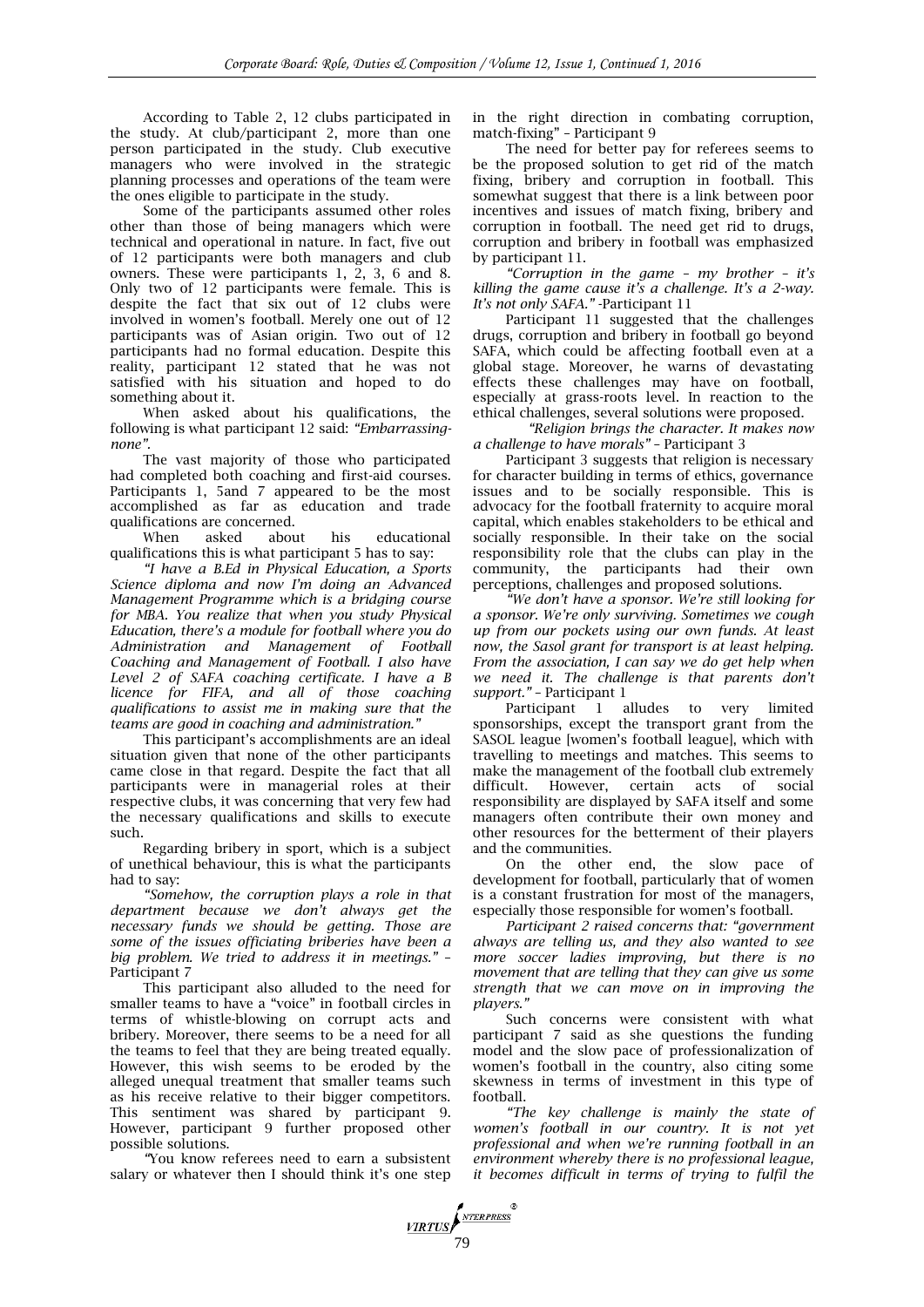According to Table 2, 12 clubs participated in the study. At club/participant 2, more than one person participated in the study. Club executive managers who were involved in the strategic planning processes and operations of the team were the ones eligible to participate in the study.

Some of the participants assumed other roles other than those of being managers which were technical and operational in nature. In fact, five out of 12 participants were both managers and club owners. These were participants 1, 2, 3, 6 and 8. Only two of 12 participants were female. This is despite the fact that six out of 12 clubs were involved in women's football. Merely one out of 12 participants was of Asian origin. Two out of 12 participants had no formal education. Despite this reality, participant 12 stated that he was not satisfied with his situation and hoped to do something about it.

When asked about his qualifications, the following is what participant 12 said: *"Embarrassing-none"*.

The vast majority of those who participated had completed both coaching and first-aid courses. Participants 1, 5and 7 appeared to be the most accomplished as far as education and trade qualifications are concerned.

When asked about his educational qualifications this is what participant 5 has to say:

*"I have a B.Ed in Physical Education, a Sports Science diploma and now I'm doing an Advanced Management Programme which is a bridging course for MBA. You realize that when you study Physical Education, there's a module for football where you do Administration and Management of Football Coaching and Management of Football. I also have Level 2 of SAFA coaching certificate. I have a B licence for FIFA, and all of those coaching qualifications to assist me in making sure that the teams are good in coaching and administration."*

This participant's accomplishments are an ideal situation given that none of the other participants came close in that regard. Despite the fact that all participants were in managerial roles at their respective clubs, it was concerning that very few had the necessary qualifications and skills to execute such.

Regarding bribery in sport, which is a subject of unethical behaviour, this is what the participants had to say:

*"Somehow, the corruption plays a role in that department because we don't always get the necessary funds we should be getting. Those are some of the issues officiating briberies have been a big problem. We tried to address it in meetings."* – Participant 7

This participant also alluded to the need for smaller teams to have a "voice" in football circles in terms of whistle-blowing on corrupt acts and bribery. Moreover, there seems to be a need for all the teams to feel that they are being treated equally. However, this wish seems to be eroded by the alleged unequal treatment that smaller teams such as his receive relative to their bigger competitors. This sentiment was shared by participant 9. However, participant 9 further proposed other possible solutions.

*"*You know referees need to earn a subsistent salary or whatever then I should think it's one step in the right direction in combating corruption, match-fixing" – Participant 9

The need for better pay for referees seems to be the proposed solution to get rid of the match fixing, bribery and corruption in football. This somewhat suggest that there is a link between poor incentives and issues of match fixing, bribery and corruption in football. The need get rid to drugs, corruption and bribery in football was emphasized by participant 11.

*"Corruption in the game – my brother – it's killing the game cause it's a challenge. It's a 2-way. It's not only SAFA."* -Participant 11

Participant 11 suggested that the challenges drugs, corruption and bribery in football go beyond SAFA, which could be affecting football even at a global stage. Moreover, he warns of devastating effects these challenges may have on football, especially at grass-roots level. In reaction to the ethical challenges, several solutions were proposed.

*"Religion brings the character. It makes now a challenge to have morals"* – Participant 3

Participant 3 suggests that religion is necessary for character building in terms of ethics, governance issues and to be socially responsible. This is advocacy for the football fraternity to acquire moral capital, which enables stakeholders to be ethical and socially responsible. In their take on the social responsibility role that the clubs can play in the community, the participants had their own perceptions, challenges and proposed solutions.

*"We don't have a sponsor. We're still looking for a sponsor. We're only surviving. Sometimes we cough up from our pockets using our own funds. At least now, the Sasol grant for transport is at least helping. From the association, I can say we do get help when we need it. The challenge is that parents don't support."* – Participant 1

Participant 1 alludes to very limited sponsorships, except the transport grant from the SASOL league [women's football league], which with travelling to meetings and matches. This seems to make the management of the football club extremely difficult. However, certain acts of social responsibility are displayed by SAFA itself and some managers often contribute their own money and other resources for the betterment of their players and the communities.

On the other end, the slow pace of development for football, particularly that of women is a constant frustration for most of the managers, especially those responsible for women's football.

*Participant 2 raised concerns that: "government always are telling us, and they also wanted to see more soccer ladies improving, but there is no movement that are telling that they can give us some strength that we can move on in improving the players."*

Such concerns were consistent with what participant 7 said as she questions the funding model and the slow pace of professionalization of women's football in the country, also citing some skewness in terms of investment in this type of football.

*"The key challenge is mainly the state of women's football in our country. It is not yet professional and when we're running football in an environment whereby there is no professional league, it becomes difficult in terms of trying to fulfil the*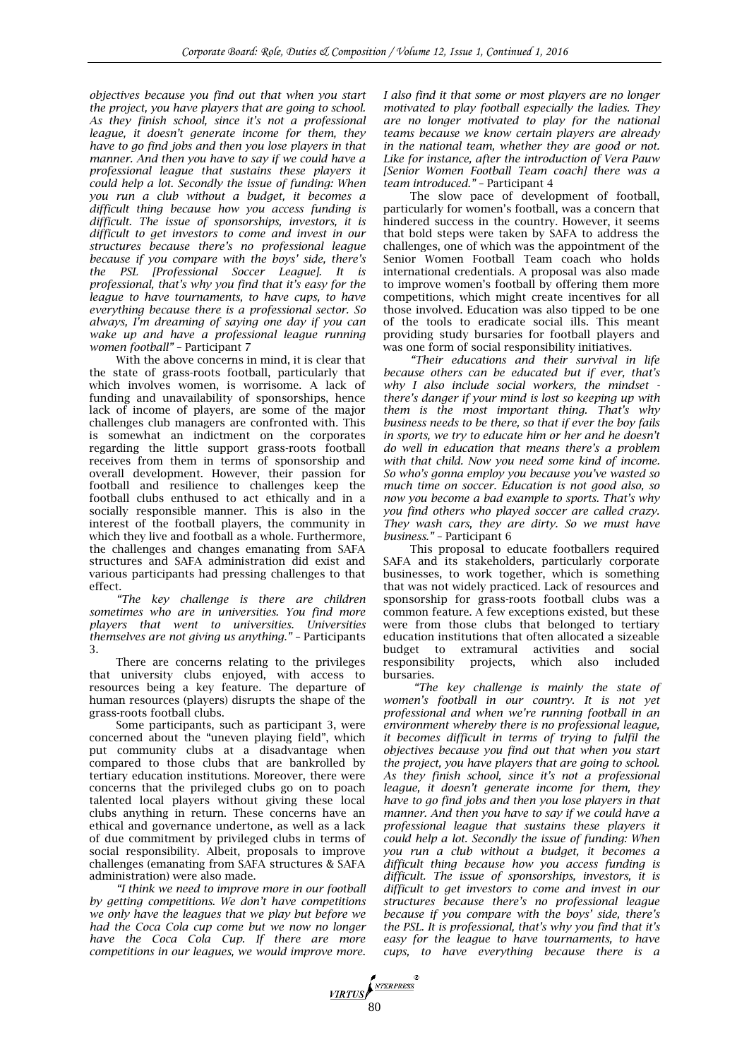*objectives because you find out that when you start the project, you have players that are going to school. As they finish school, since it's not a professional league, it doesn't generate income for them, they have to go find jobs and then you lose players in that manner. And then you have to say if we could have a professional league that sustains these players it could help a lot. Secondly the issue of funding: When you run a club without a budget, it becomes a difficult thing because how you access funding is difficult. The issue of sponsorships, investors, it is difficult to get investors to come and invest in our structures because there's no professional league because if you compare with the boys' side, there's the PSL [Professional Soccer League]. It is professional, that's why you find that it's easy for the league to have tournaments, to have cups, to have everything because there is a professional sector. So always, I'm dreaming of saying one day if you can wake up and have a professional league running women football"* – Participant 7

With the above concerns in mind, it is clear that the state of grass-roots football, particularly that which involves women, is worrisome. A lack of funding and unavailability of sponsorships, hence lack of income of players, are some of the major challenges club managers are confronted with. This is somewhat an indictment on the corporates regarding the little support grass-roots football receives from them in terms of sponsorship and overall development. However, their passion for football and resilience to challenges keep the football clubs enthused to act ethically and in a socially responsible manner. This is also in the interest of the football players, the community in which they live and football as a whole. Furthermore, the challenges and changes emanating from SAFA structures and SAFA administration did exist and various participants had pressing challenges to that effect.

*"The key challenge is there are children sometimes who are in universities. You find more players that went to universities. Universities themselves are not giving us anything."* – Participants 3.

There are concerns relating to the privileges that university clubs enjoyed, with access to resources being a key feature. The departure of human resources (players) disrupts the shape of the grass-roots football clubs.

Some participants, such as participant 3, were concerned about the "uneven playing field", which put community clubs at a disadvantage when compared to those clubs that are bankrolled by tertiary education institutions. Moreover, there were concerns that the privileged clubs go on to poach talented local players without giving these local clubs anything in return. These concerns have an ethical and governance undertone, as well as a lack of due commitment by privileged clubs in terms of social responsibility. Albeit, proposals to improve challenges (emanating from SAFA structures & SAFA administration) were also made.

*"I think we need to improve more in our football by getting competitions. We don't have competitions we only have the leagues that we play but before we had the Coca Cola cup come but we now no longer have the Coca Cola Cup. If there are more competitions in our leagues, we would improve more. I also find it that some or most players are no longer motivated to play football especially the ladies. They are no longer motivated to play for the national teams because we know certain players are already in the national team, whether they are good or not. Like for instance, after the introduction of Vera Pauw [Senior Women Football Team coach] there was a team introduced."* – Participant 4

The slow pace of development of football, particularly for women's football, was a concern that hindered success in the country. However, it seems that bold steps were taken by SAFA to address the challenges, one of which was the appointment of the Senior Women Football Team coach who holds international credentials. A proposal was also made to improve women's football by offering them more competitions, which might create incentives for all those involved. Education was also tipped to be one of the tools to eradicate social ills. This meant providing study bursaries for football players and was one form of social responsibility initiatives.

*"Their educations and their survival in life because others can be educated but if ever, that's why I also include social workers, the mindset - there's danger if your mind is lost so keeping up with them is the most important thing. That's why business needs to be there, so that if ever the boy fails in sports, we try to educate him or her and he doesn't do well in education that means there's a problem with that child. Now you need some kind of income. So who's gonna employ you because you've wasted so much time on soccer. Education is not good also, so now you become a bad example to sports. That's why you find others who played soccer are called crazy. They wash cars, they are dirty. So we must have business."* – Participant 6

This proposal to educate footballers required SAFA and its stakeholders, particularly corporate businesses, to work together, which is something that was not widely practiced. Lack of resources and sponsorship for grass-roots football clubs was a common feature. A few exceptions existed, but these were from those clubs that belonged to tertiary education institutions that often allocated a sizeable budget to extramural activities and social responsibility projects, which also included bursaries.

*"The key challenge is mainly the state of women's football in our country. It is not yet professional and when we're running football in an environment whereby there is no professional league, it becomes difficult in terms of trying to fulfil the objectives because you find out that when you start the project, you have players that are going to school. As they finish school, since it's not a professional league, it doesn't generate income for them, they have to go find jobs and then you lose players in that manner. And then you have to say if we could have a professional league that sustains these players it could help a lot. Secondly the issue of funding: When you run a club without a budget, it becomes a difficult thing because how you access funding is difficult. The issue of sponsorships, investors, it is difficult to get investors to come and invest in our structures because there's no professional league because if you compare with the boys' side, there's the PSL. It is professional, that's why you find that it's easy for the league to have tournaments, to have cups, to have everything because there is a*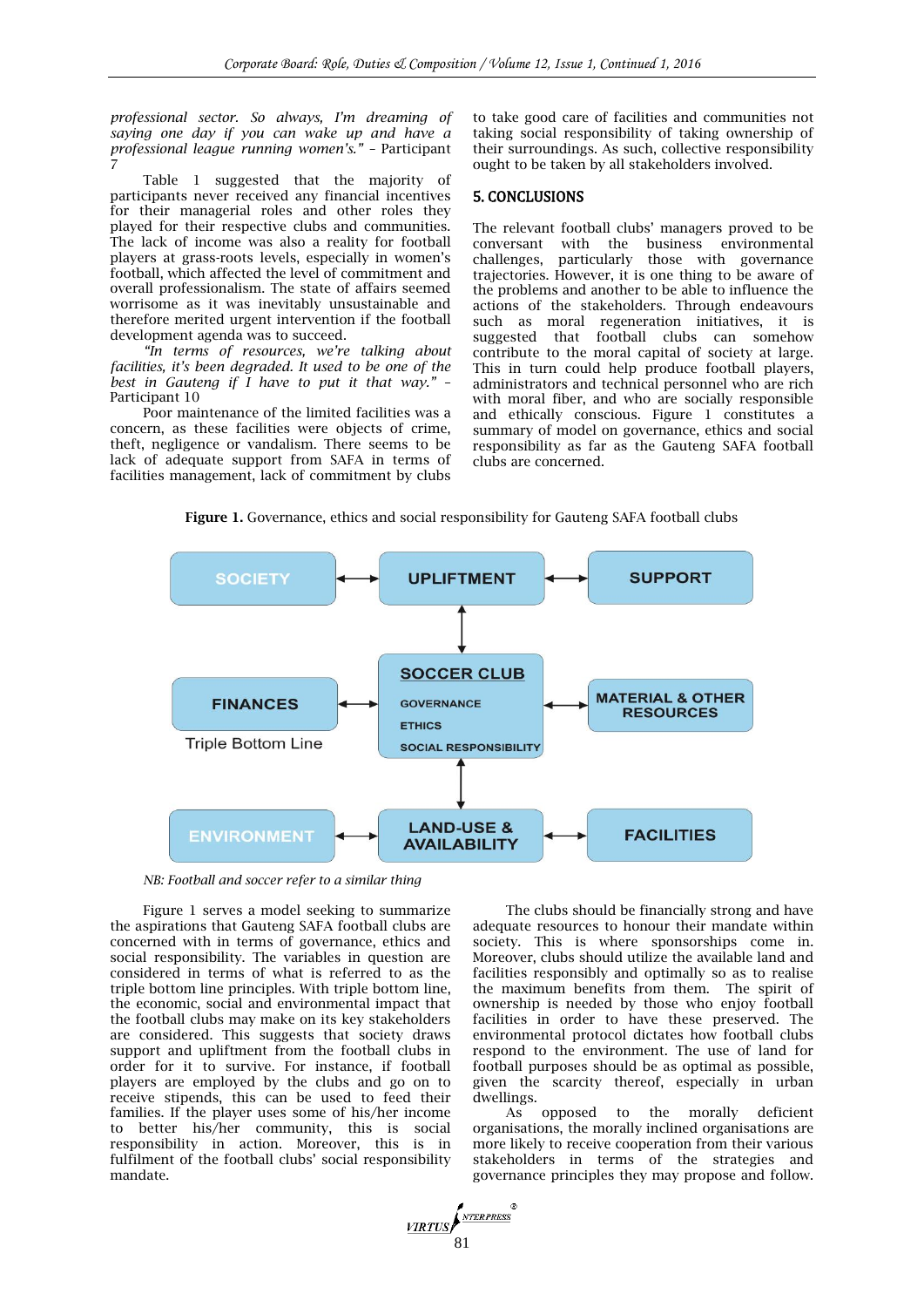*professional sector. So always, I'm dreaming of saying one day if you can wake up and have a professional league running women's."* – Participant 7

Table 1 suggested that the majority of participants never received any financial incentives for their managerial roles and other roles they played for their respective clubs and communities. The lack of income was also a reality for football players at grass-roots levels, especially in women's football, which affected the level of commitment and overall professionalism. The state of affairs seemed worrisome as it was inevitably unsustainable and therefore merited urgent intervention if the football development agenda was to succeed.

*"In terms of resources, we're talking about facilities, it's been degraded. It used to be one of the best in Gauteng if I have to put it that way."* – Participant 10

Poor maintenance of the limited facilities was a concern, as these facilities were objects of crime, theft, negligence or vandalism. There seems to be lack of adequate support from SAFA in terms of facilities management, lack of commitment by clubs to take good care of facilities and communities not taking social responsibility of taking ownership of their surroundings. As such, collective responsibility ought to be taken by all stakeholders involved.

## 5. CONCLUSIONS

The relevant football clubs' managers proved to be conversant with the business environmental challenges, particularly those with governance trajectories. However, it is one thing to be aware of the problems and another to be able to influence the actions of the stakeholders. Through endeavours such as moral regeneration initiatives, it is suggested that football clubs can somehow contribute to the moral capital of society at large. This in turn could help produce football players, administrators and technical personnel who are rich with moral fiber, and who are socially responsible and ethically conscious. Figure 1 constitutes a summary of model on governance, ethics and social responsibility as far as the Gauteng SAFA football clubs are concerned.

**Figure 1.** Governance, ethics and social responsibility for Gauteng SAFA football clubs

SOCIETY ↔ UPLIFTMENT ↔ SUPPORT

FINANCES (Triple Bottom Line) ↔ SOCCER CLUB (GOVERNANCE, ETHICS, SOCIAL RESPONSIBILITY) ↔ MATERIAL & OTHER RESOURCES

ENVIRONMENT ↔ LAND-USE & AVAILABILITY ↔ FACILITIES

*NB: Football and soccer refer to a similar thing*

Figure 1 serves a model seeking to summarize the aspirations that Gauteng SAFA football clubs are concerned with in terms of governance, ethics and social responsibility. The variables in question are considered in terms of what is referred to as the triple bottom line principles. With triple bottom line, the economic, social and environmental impact that the football clubs may make on its key stakeholders are considered. This suggests that society draws support and upliftment from the football clubs in order for it to survive. For instance, if football players are employed by the clubs and go on to receive stipends, this can be used to feed their families. If the player uses some of his/her income to better his/her community, this is social responsibility in action. Moreover, this is in fulfilment of the football clubs' social responsibility mandate.

The clubs should be financially strong and have adequate resources to honour their mandate within society. This is where sponsorships come in. Moreover, clubs should utilize the available land and facilities responsibly and optimally so as to realise the maximum benefits from them. The spirit of ownership is needed by those who enjoy football facilities in order to have these preserved. The environmental protocol dictates how football clubs respond to the environment. The use of land for football purposes should be as optimal as possible, given the scarcity thereof, especially in urban dwellings.

As opposed to the morally deficient organisations, the morally inclined organisations are more likely to receive cooperation from their various stakeholders in terms of the strategies and governance principles they may propose and follow.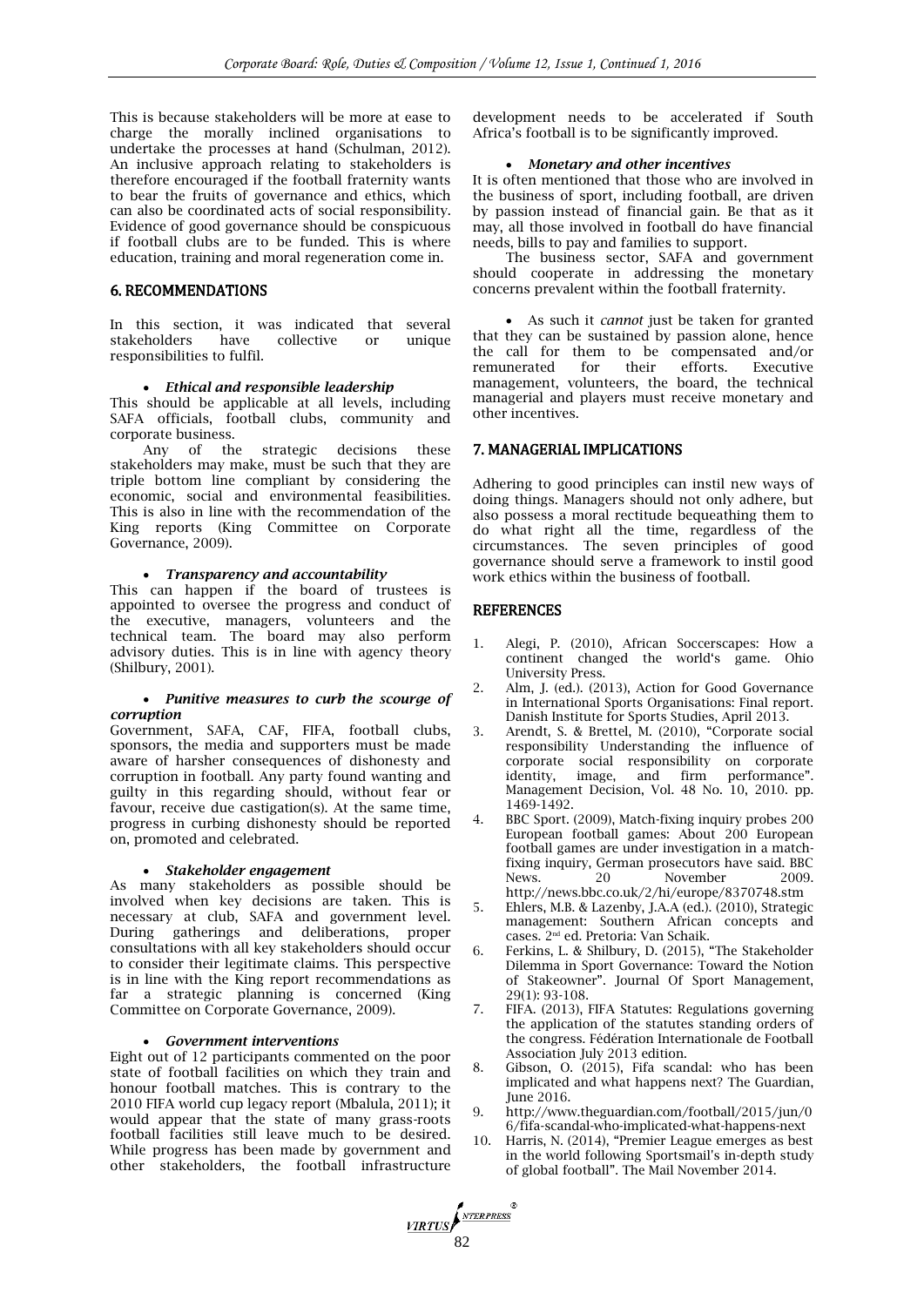This is because stakeholders will be more at ease to charge the morally inclined organisations to undertake the processes at hand (Schulman, 2012). An inclusive approach relating to stakeholders is therefore encouraged if the football fraternity wants to bear the fruits of governance and ethics, which can also be coordinated acts of social responsibility. Evidence of good governance should be conspicuous if football clubs are to be funded. This is where education, training and moral regeneration come in.

## 6. RECOMMENDATIONS

In this section, it was indicated that several stakeholders have collective or unique responsibilities to fulfil.

- ***Ethical and responsible leadership***

This should be applicable at all levels, including SAFA officials, football clubs, community and corporate business.

Any of the strategic decisions these stakeholders may make, must be such that they are triple bottom line compliant by considering the economic, social and environmental feasibilities. This is also in line with the recommendation of the King reports (King Committee on Corporate Governance, 2009).

- ***Transparency and accountability***

This can happen if the board of trustees is appointed to oversee the progress and conduct of the executive, managers, volunteers and the technical team. The board may also perform advisory duties. This is in line with agency theory (Shilbury, 2001).

- ***Punitive measures to curb the scourge of corruption***

Government, SAFA, CAF, FIFA, football clubs, sponsors, the media and supporters must be made aware of harsher consequences of dishonesty and corruption in football. Any party found wanting and guilty in this regarding should, without fear or favour, receive due castigation(s). At the same time, progress in curbing dishonesty should be reported on, promoted and celebrated.

- ***Stakeholder engagement***

As many stakeholders as possible should be involved when key decisions are taken. This is necessary at club, SAFA and government level. During gatherings and deliberations, proper consultations with all key stakeholders should occur to consider their legitimate claims. This perspective is in line with the King report recommendations as far a strategic planning is concerned (King Committee on Corporate Governance, 2009).

- ***Government interventions***

Eight out of 12 participants commented on the poor state of football facilities on which they train and honour football matches. This is contrary to the 2010 FIFA world cup legacy report (Mbalula, 2011); it would appear that the state of many grass-roots football facilities still leave much to be desired. While progress has been made by government and other stakeholders, the football infrastructure development needs to be accelerated if South Africa's football is to be significantly improved.

- ***Monetary and other incentives***

It is often mentioned that those who are involved in the business of sport, including football, are driven by passion instead of financial gain. Be that as it may, all those involved in football do have financial needs, bills to pay and families to support.

The business sector, SAFA and government should cooperate in addressing the monetary concerns prevalent within the football fraternity.

- As such it *cannot* just be taken for granted that they can be sustained by passion alone, hence the call for them to be compensated and/or remunerated for their efforts. Executive management, volunteers, the board, the technical managerial and players must receive monetary and other incentives.

## 7. MANAGERIAL IMPLICATIONS

Adhering to good principles can instil new ways of doing things. Managers should not only adhere, but also possess a moral rectitude bequeathing them to do what right all the time, regardless of the circumstances. The seven principles of good governance should serve a framework to instil good work ethics within the business of football.

## REFERENCES

1. Alegi, P. (2010), African Soccerscapes: How a continent changed the world's game. Ohio University Press.
2. Alm, J. (ed.). (2013), Action for Good Governance in International Sports Organisations: Final report. Danish Institute for Sports Studies, April 2013.
3. Arendt, S. & Brettel, M. (2010), "Corporate social responsibility Understanding the influence of corporate social responsibility on corporate identity, image, and firm performance". Management Decision, Vol. 48 No. 10, 2010. pp. 1469-1492.
4. BBC Sport. (2009), Match-fixing inquiry probes 200 European football games: About 200 European football games are under investigation in a match-fixing inquiry, German prosecutors have said. BBC News. 20 November 2009. http://news.bbc.co.uk/2/hi/europe/8370748.stm
5. Ehlers, M.B. & Lazenby, J.A.A (ed.). (2010), Strategic management: Southern African concepts and cases. 2nd ed. Pretoria: Van Schaik.
6. Ferkins, L. & Shilbury, D. (2015), "The Stakeholder Dilemma in Sport Governance: Toward the Notion of Stakeowner". Journal Of Sport Management, 29(1): 93-108.
7. FIFA. (2013), FIFA Statutes: Regulations governing the application of the statutes standing orders of the congress. Fédération Internationale de Football Association July 2013 edition.
8. Gibson, O. (2015), Fifa scandal: who has been implicated and what happens next? The Guardian, June 2016.
9. http://www.theguardian.com/football/2015/jun/06/fifa-scandal-who-implicated-what-happens-next
10. Harris, N. (2014), "Premier League emerges as best in the world following Sportsmail's in-depth study of global football". The Mail November 2014.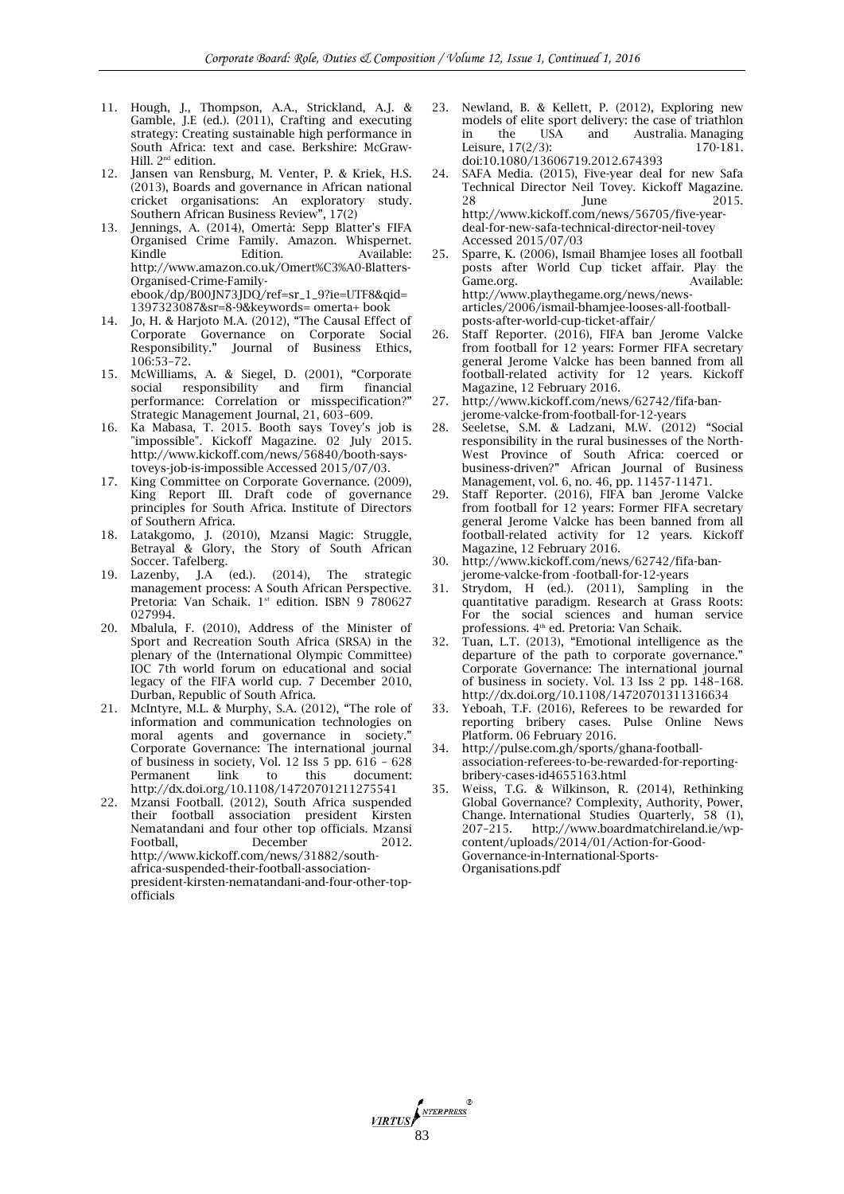11. Hough, J., Thompson, A.A., Strickland, A.J. & Gamble, J.E (ed.). (2011), Crafting and executing strategy: Creating sustainable high performance in South Africa: text and case. Berkshire: McGraw-Hill. 2nd edition.
12. Jansen van Rensburg, M. Venter, P. & Kriek, H.S. (2013), Boards and governance in African national cricket organisations: An exploratory study. Southern African Business Review", 17(2)
13. Jennings, A. (2014), Omertà: Sepp Blatter's FIFA Organised Crime Family. Amazon. Whispernet. Kindle Edition. Available: http://www.amazon.co.uk/Omert%C3%A0-Blatters-Organised-Crime-Family-ebook/dp/B00JN73JDQ/ref=sr_1_9?ie=UTF8&qid=1397323087&sr=8-9&keywords= omerta+ book
14. Jo, H. & Harjoto M.A. (2012), "The Causal Effect of Corporate Governance on Corporate Social Responsibility." Journal of Business Ethics, 106:53–72.
15. McWilliams, A. & Siegel, D. (2001), "Corporate social responsibility and firm financial performance: Correlation or misspecification?" Strategic Management Journal, 21, 603–609.
16. Ka Mabasa, T. 2015. Booth says Tovey's job is "impossible". Kickoff Magazine. 02 July 2015. http://www.kickoff.com/news/56840/booth-says-toveys-job-is-impossible Accessed 2015/07/03.
17. King Committee on Corporate Governance. (2009), King Report III. Draft code of governance principles for South Africa. Institute of Directors of Southern Africa.
18. Latakgomo, J. (2010), Mzansi Magic: Struggle, Betrayal & Glory, the Story of South African Soccer. Tafelberg.
19. Lazenby, J.A (ed.). (2014), The strategic management process: A South African Perspective. Pretoria: Van Schaik. 1st edition. ISBN 9 780627 027994.
20. Mbalula, F. (2010), Address of the Minister of Sport and Recreation South Africa (SRSA) in the plenary of the (International Olympic Committee) IOC 7th world forum on educational and social legacy of the FIFA world cup. 7 December 2010, Durban, Republic of South Africa.
21. McIntyre, M.L. & Murphy, S.A. (2012), "The role of information and communication technologies on moral agents and governance in society." Corporate Governance: The international journal of business in society, Vol. 12 Iss 5 pp. 616 – 628 Permanent link to this document: http://dx.doi.org/10.1108/14720701211275541
22. Mzansi Football. (2012), South Africa suspended their football association president Kirsten Nematandani and four other top officials. Mzansi Football, December 2012. http://www.kickoff.com/news/31882/south-africa-suspended-their-football-association-president-kirsten-nematandani-and-four-other-top-officials
23. Newland, B. & Kellett, P. (2012), Exploring new models of elite sport delivery: the case of triathlon in the USA and Australia. Managing Leisure, 17(2/3): 170-181. doi:10.1080/13606719.2012.674393
24. SAFA Media. (2015), Five-year deal for new Safa Technical Director Neil Tovey. Kickoff Magazine. 28 June 2015. http://www.kickoff.com/news/56705/five-year-deal-for-new-safa-technical-director-neil-tovey Accessed 2015/07/03
25. Sparre, K. (2006), Ismail Bhamjee loses all football posts after World Cup ticket affair. Play the Game.org. Available: http://www.playthegame.org/news/news-articles/2006/ismail-bhamjee-looses-all-football-posts-after-world-cup-ticket-affair/
26. Staff Reporter. (2016), FIFA ban Jerome Valcke from football for 12 years: Former FIFA secretary general Jerome Valcke has been banned from all football-related activity for 12 years. Kickoff Magazine, 12 February 2016.
27. http://www.kickoff.com/news/62742/fifa-ban-jerome-valcke-from-football-for-12-years
28. Seeletse, S.M. & Ladzani, M.W. (2012) "Social responsibility in the rural businesses of the North-West Province of South Africa: coerced or business-driven?" African Journal of Business Management, vol. 6, no. 46, pp. 11457-11471.
29. Staff Reporter. (2016), FIFA ban Jerome Valcke from football for 12 years: Former FIFA secretary general Jerome Valcke has been banned from all football-related activity for 12 years. Kickoff Magazine, 12 February 2016.
30. http://www.kickoff.com/news/62742/fifa-ban-jerome-valcke-from -football-for-12-years
31. Strydom, H (ed.). (2011), Sampling in the quantitative paradigm. Research at Grass Roots: For the social sciences and human service professions. 4th ed. Pretoria: Van Schaik.
32. Tuan, L.T. (2013), "Emotional intelligence as the departure of the path to corporate governance." Corporate Governance: The international journal of business in society. Vol. 13 Iss 2 pp. 148–168. http://dx.doi.org/10.1108/14720701311316634
33. Yeboah, T.F. (2016), Referees to be rewarded for reporting bribery cases. Pulse Online News Platform. 06 February 2016.
34. http://pulse.com.gh/sports/ghana-football-association-referees-to-be-rewarded-for-reporting-bribery-cases-id4655163.html
35. Weiss, T.G. & Wilkinson, R. (2014), Rethinking Global Governance? Complexity, Authority, Power, Change. International Studies Quarterly, 58 (1), 207–215. http://www.boardmatchireland.ie/wp-content/uploads/2014/01/Action-for-Good-Governance-in-International-Sports-Organisations.pdf